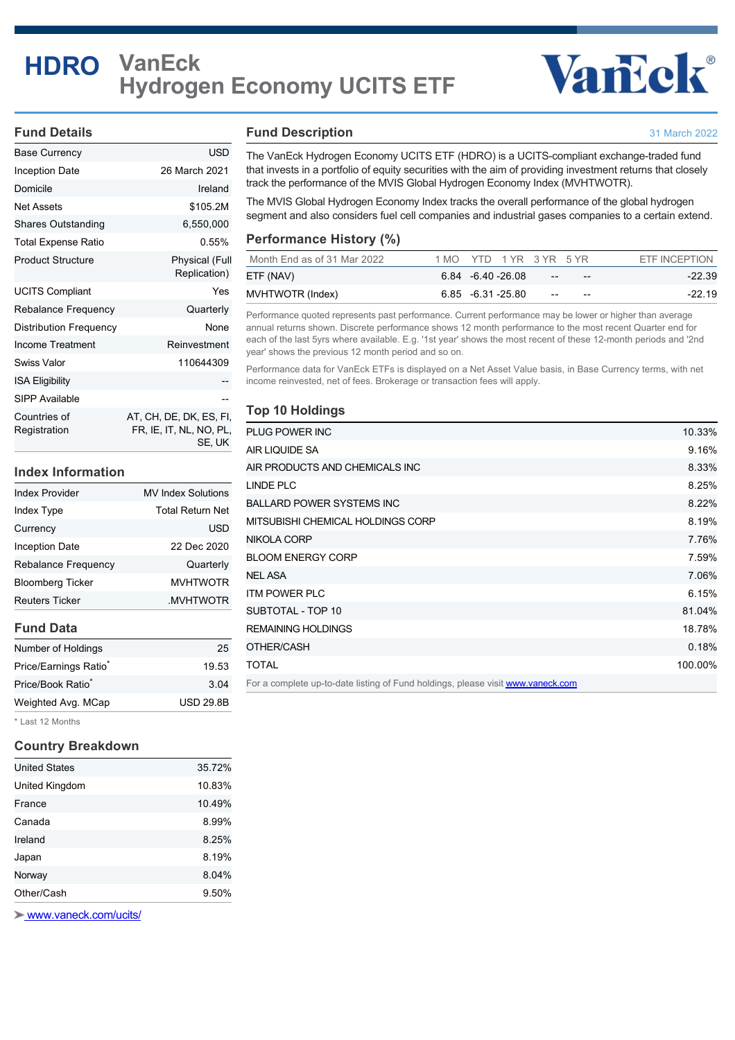# HDRO VanEck Hydrogen Economy UCITS ETF

## Fund Details

| | |
|---|---|
| Base Currency | USD |
| Inception Date | 26 March 2021 |
| Domicile | Ireland |
| Net Assets | $105.2M |
| Shares Outstanding | 6,550,000 |
| Total Expense Ratio | 0.55% |
| Product Structure | Physical (Full Replication) |
| UCITS Compliant | Yes |
| Rebalance Frequency | Quarterly |
| Distribution Frequency | None |
| Income Treatment | Reinvestment |
| Swiss Valor | 110644309 |
| ISA Eligibility | -- |
| SIPP Available | -- |
| Countries of Registration | AT, CH, DE, DK, ES, FI, FR, IE, IT, NL, NO, PL, SE, UK |

## Index Information

| | |
|---|---|
| Index Provider | MV Index Solutions |
| Index Type | Total Return Net |
| Currency | USD |
| Inception Date | 22 Dec 2020 |
| Rebalance Frequency | Quarterly |
| Bloomberg Ticker | MVHTWOTR |
| Reuters Ticker | .MVHTWOTR |

## Fund Data

| | |
|---|---|
| Number of Holdings | 25 |
| Price/Earnings Ratio* | 19.53 |
| Price/Book Ratio* | 3.04 |
| Weighted Avg. MCap | USD 29.8B |

* Last 12 Months

## Country Breakdown

| | |
|---|---|
| United States | 35.72% |
| United Kingdom | 10.83% |
| France | 10.49% |
| Canada | 8.99% |
| Ireland | 8.25% |
| Japan | 8.19% |
| Norway | 8.04% |
| Other/Cash | 9.50% |

www.vaneck.com/ucits/

## Fund Description

31 March 2022

The VanEck Hydrogen Economy UCITS ETF (HDRO) is a UCITS-compliant exchange-traded fund that invests in a portfolio of equity securities with the aim of providing investment returns that closely track the performance of the MVIS Global Hydrogen Economy Index (MVHTWOTR).

The MVIS Global Hydrogen Economy Index tracks the overall performance of the global hydrogen segment and also considers fuel cell companies and industrial gases companies to a certain extend.

## Performance History (%)

| Month End as of 31 Mar 2022 | 1 MO | YTD | 1 YR | 3 YR | 5 YR | ETF INCEPTION |
|---|---|---|---|---|---|---|
| ETF (NAV) | 6.84 | -6.40 | -26.08 | -- | -- | -22.39 |
| MVHTWOTR (Index) | 6.85 | -6.31 | -25.80 | -- | -- | -22.19 |

Performance quoted represents past performance. Current performance may be lower or higher than average annual returns shown. Discrete performance shows 12 month performance to the most recent Quarter end for each of the last 5yrs where available. E.g. '1st year' shows the most recent of these 12-month periods and '2nd year' shows the previous 12 month period and so on.

Performance data for VanEck ETFs is displayed on a Net Asset Value basis, in Base Currency terms, with net income reinvested, net of fees. Brokerage or transaction fees will apply.

## Top 10 Holdings

| | |
|---|---|
| PLUG POWER INC | 10.33% |
| AIR LIQUIDE SA | 9.16% |
| AIR PRODUCTS AND CHEMICALS INC | 8.33% |
| LINDE PLC | 8.25% |
| BALLARD POWER SYSTEMS INC | 8.22% |
| MITSUBISHI CHEMICAL HOLDINGS CORP | 8.19% |
| NIKOLA CORP | 7.76% |
| BLOOM ENERGY CORP | 7.59% |
| NEL ASA | 7.06% |
| ITM POWER PLC | 6.15% |
| SUBTOTAL - TOP 10 | 81.04% |
| REMAINING HOLDINGS | 18.78% |
| OTHER/CASH | 0.18% |
| TOTAL | 100.00% |

For a complete up-to-date listing of Fund holdings, please visit www.vaneck.com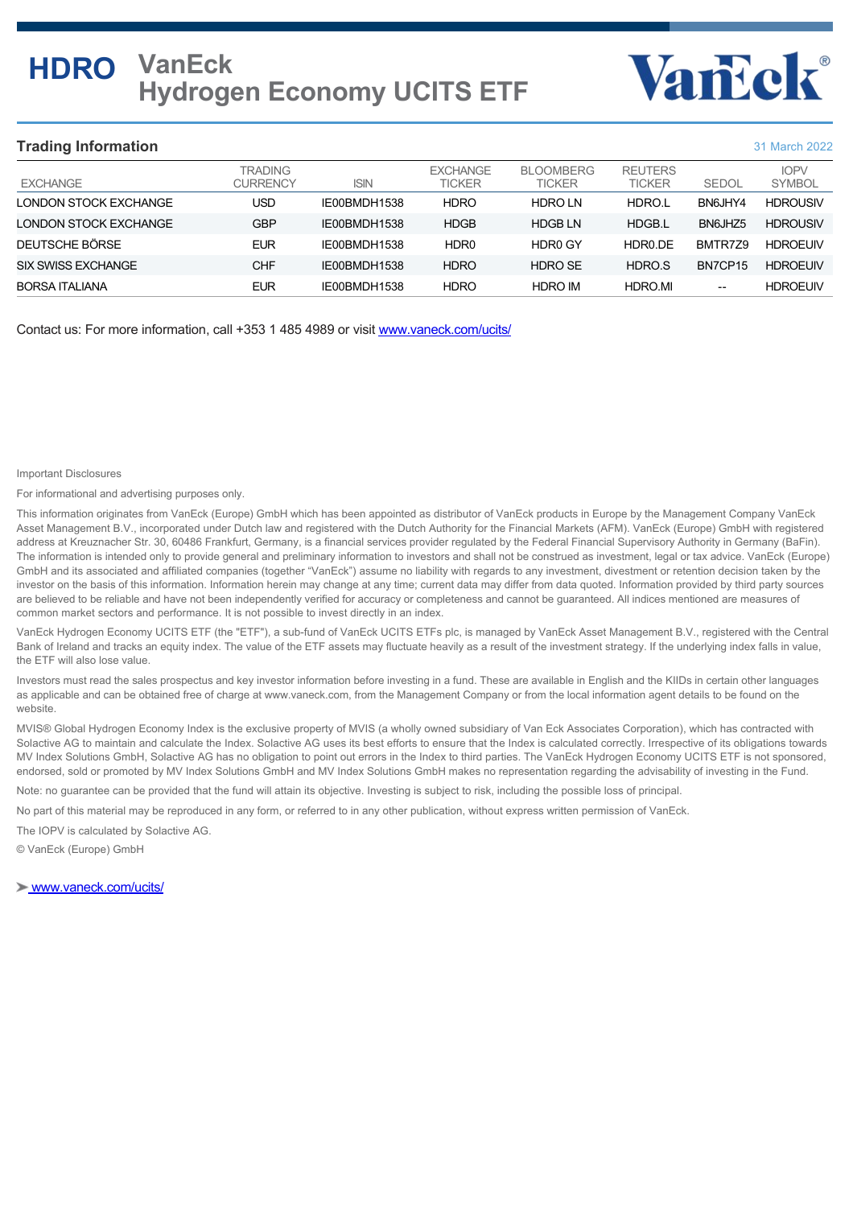# HDRO VanEck Hydrogen Economy UCITS ETF

## Trading Information

31 March 2022

| EXCHANGE | TRADING CURRENCY | ISIN | EXCHANGE TICKER | BLOOMBERG TICKER | REUTERS TICKER | SEDOL | IOPV SYMBOL |
|---|---|---|---|---|---|---|---|
| LONDON STOCK EXCHANGE | USD | IE00BMDH1538 | HDRO | HDRO LN | HDRO.L | BN6JHY4 | HDROUSIV |
| LONDON STOCK EXCHANGE | GBP | IE00BMDH1538 | HDGB | HDGB LN | HDGB.L | BN6JHZ5 | HDROUSIV |
| DEUTSCHE BÖRSE | EUR | IE00BMDH1538 | HDR0 | HDR0 GY | HDR0.DE | BMTR7Z9 | HDROEUIV |
| SIX SWISS EXCHANGE | CHF | IE00BMDH1538 | HDRO | HDRO SE | HDRO.S | BN7CP15 | HDROEUIV |
| BORSA ITALIANA | EUR | IE00BMDH1538 | HDRO | HDRO IM | HDRO.MI | -- | HDROEUIV |

Contact us: For more information, call +353 1 485 4989 or visit www.vaneck.com/ucits/

Important Disclosures

For informational and advertising purposes only.

This information originates from VanEck (Europe) GmbH which has been appointed as distributor of VanEck products in Europe by the Management Company VanEck Asset Management B.V., incorporated under Dutch law and registered with the Dutch Authority for the Financial Markets (AFM). VanEck (Europe) GmbH with registered address at Kreuznacher Str. 30, 60486 Frankfurt, Germany, is a financial services provider regulated by the Federal Financial Supervisory Authority in Germany (BaFin). The information is intended only to provide general and preliminary information to investors and shall not be construed as investment, legal or tax advice. VanEck (Europe) GmbH and its associated and affiliated companies (together "VanEck") assume no liability with regards to any investment, divestment or retention decision taken by the investor on the basis of this information. Information herein may change at any time; current data may differ from data quoted. Information provided by third party sources are believed to be reliable and have not been independently verified for accuracy or completeness and cannot be guaranteed. All indices mentioned are measures of common market sectors and performance. It is not possible to invest directly in an index.

VanEck Hydrogen Economy UCITS ETF (the "ETF"), a sub-fund of VanEck UCITS ETFs plc, is managed by VanEck Asset Management B.V., registered with the Central Bank of Ireland and tracks an equity index. The value of the ETF assets may fluctuate heavily as a result of the investment strategy. If the underlying index falls in value, the ETF will also lose value.

Investors must read the sales prospectus and key investor information before investing in a fund. These are available in English and the KIIDs in certain other languages as applicable and can be obtained free of charge at www.vaneck.com, from the Management Company or from the local information agent details to be found on the website.

MVIS® Global Hydrogen Economy Index is the exclusive property of MVIS (a wholly owned subsidiary of Van Eck Associates Corporation), which has contracted with Solactive AG to maintain and calculate the Index. Solactive AG uses its best efforts to ensure that the Index is calculated correctly. Irrespective of its obligations towards MV Index Solutions GmbH, Solactive AG has no obligation to point out errors in the Index to third parties. The VanEck Hydrogen Economy UCITS ETF is not sponsored, endorsed, sold or promoted by MV Index Solutions GmbH and MV Index Solutions GmbH makes no representation regarding the advisability of investing in the Fund.

Note: no guarantee can be provided that the fund will attain its objective. Investing is subject to risk, including the possible loss of principal.

No part of this material may be reproduced in any form, or referred to in any other publication, without express written permission of VanEck.

The IOPV is calculated by Solactive AG.

© VanEck (Europe) GmbH

www.vaneck.com/ucits/